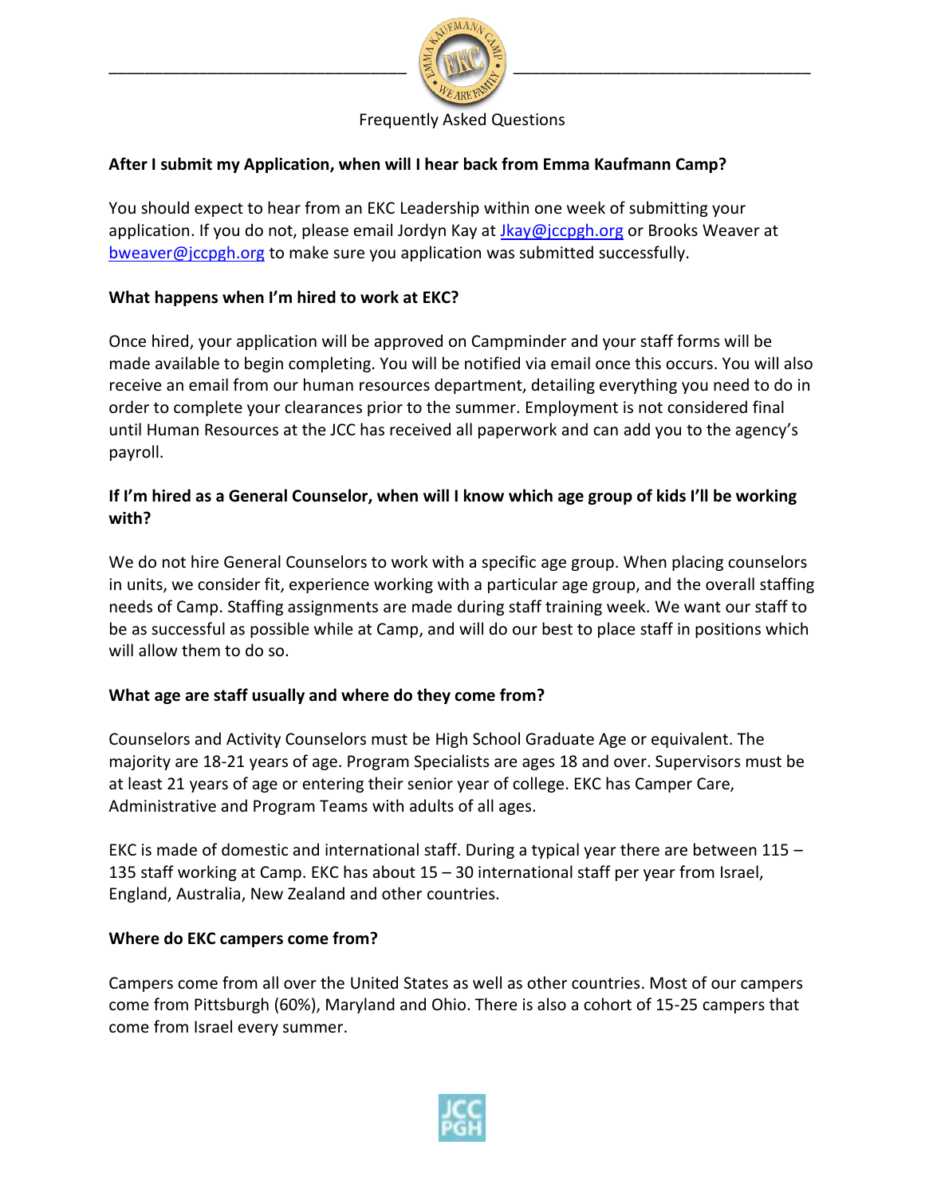Frequently Asked Questions

**After I submit my Application, when will I hear back from Emma Kaufmann Camp?**

You should expect to hear from an EKC Leadership within one week of submitting your application. If you do not, please email Jordyn Kay at Jkay@jccpgh.org or Brooks Weaver at bweaver@jccpgh.org to make sure you application was submitted successfully.

**What happens when I'm hired to work at EKC?**

Once hired, your application will be approved on Campminder and your staff forms will be made available to begin completing. You will be notified via email once this occurs. You will also receive an email from our human resources department, detailing everything you need to do in order to complete your clearances prior to the summer. Employment is not considered final until Human Resources at the JCC has received all paperwork and can add you to the agency's payroll.

**If I'm hired as a General Counselor, when will I know which age group of kids I'll be working with?**

We do not hire General Counselors to work with a specific age group. When placing counselors in units, we consider fit, experience working with a particular age group, and the overall staffing needs of Camp. Staffing assignments are made during staff training week. We want our staff to be as successful as possible while at Camp, and will do our best to place staff in positions which will allow them to do so.

**What age are staff usually and where do they come from?**

Counselors and Activity Counselors must be High School Graduate Age or equivalent. The majority are 18-21 years of age. Program Specialists are ages 18 and over. Supervisors must be at least 21 years of age or entering their senior year of college. EKC has Camper Care, Administrative and Program Teams with adults of all ages.

EKC is made of domestic and international staff. During a typical year there are between 115 – 135 staff working at Camp. EKC has about 15 – 30 international staff per year from Israel, England, Australia, New Zealand and other countries.

**Where do EKC campers come from?**

Campers come from all over the United States as well as other countries. Most of our campers come from Pittsburgh (60%), Maryland and Ohio. There is also a cohort of 15-25 campers that come from Israel every summer.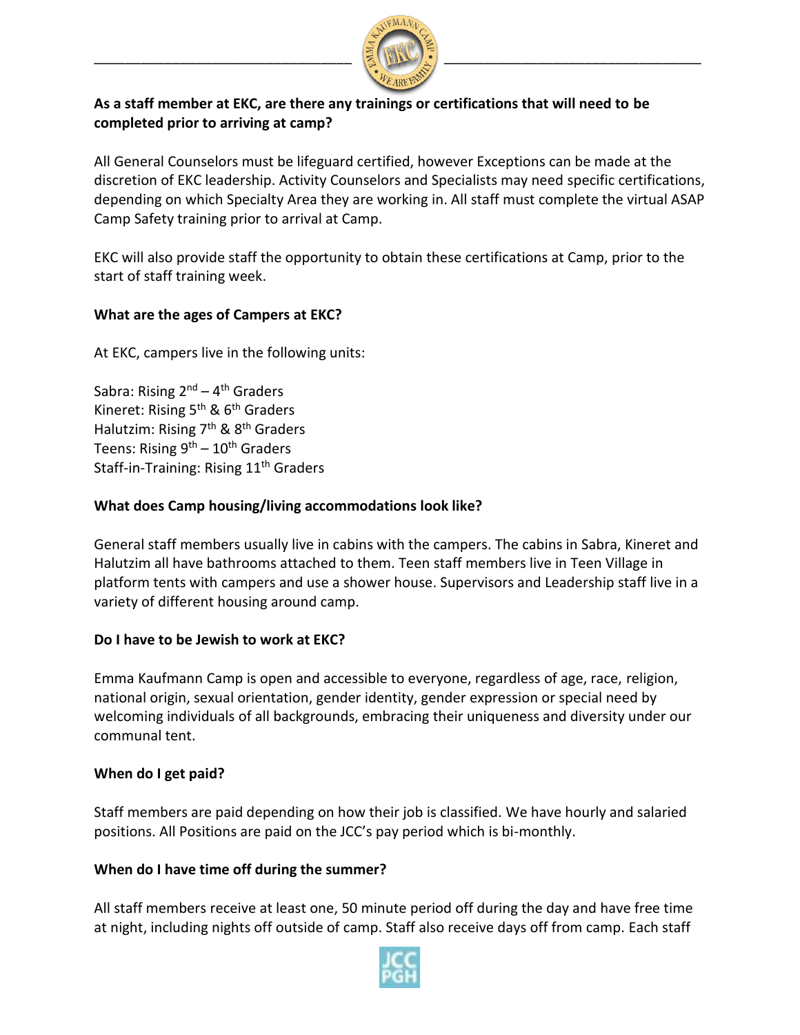**As a staff member at EKC, are there any trainings or certifications that will need to be completed prior to arriving at camp?**

All General Counselors must be lifeguard certified, however Exceptions can be made at the discretion of EKC leadership. Activity Counselors and Specialists may need specific certifications, depending on which Specialty Area they are working in. All staff must complete the virtual ASAP Camp Safety training prior to arrival at Camp.

EKC will also provide staff the opportunity to obtain these certifications at Camp, prior to the start of staff training week.

**What are the ages of Campers at EKC?**

At EKC, campers live in the following units:

Sabra: Rising 2nd – 4th Graders
Kineret: Rising 5th & 6th Graders
Halutzim: Rising 7th & 8th Graders
Teens: Rising 9th – 10th Graders
Staff-in-Training: Rising 11th Graders

**What does Camp housing/living accommodations look like?**

General staff members usually live in cabins with the campers. The cabins in Sabra, Kineret and Halutzim all have bathrooms attached to them. Teen staff members live in Teen Village in platform tents with campers and use a shower house. Supervisors and Leadership staff live in a variety of different housing around camp.

**Do I have to be Jewish to work at EKC?**

Emma Kaufmann Camp is open and accessible to everyone, regardless of age, race, religion, national origin, sexual orientation, gender identity, gender expression or special need by welcoming individuals of all backgrounds, embracing their uniqueness and diversity under our communal tent.

**When do I get paid?**

Staff members are paid depending on how their job is classified. We have hourly and salaried positions. All Positions are paid on the JCC's pay period which is bi-monthly.

**When do I have time off during the summer?**

All staff members receive at least one, 50 minute period off during the day and have free time at night, including nights off outside of camp. Staff also receive days off from camp. Each staff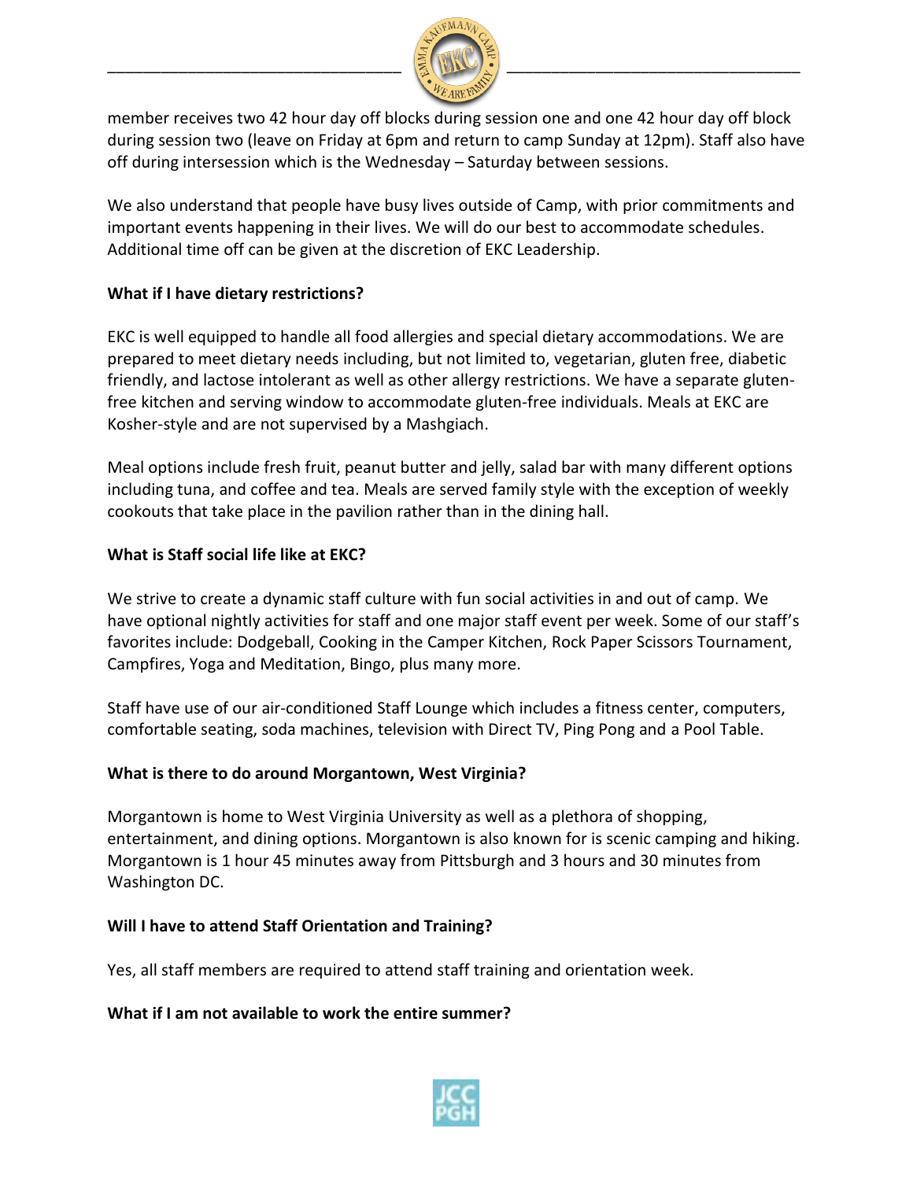member receives two 42 hour day off blocks during session one and one 42 hour day off block during session two (leave on Friday at 6pm and return to camp Sunday at 12pm). Staff also have off during intersession which is the Wednesday – Saturday between sessions.

We also understand that people have busy lives outside of Camp, with prior commitments and important events happening in their lives. We will do our best to accommodate schedules. Additional time off can be given at the discretion of EKC Leadership.

**What if I have dietary restrictions?**

EKC is well equipped to handle all food allergies and special dietary accommodations. We are prepared to meet dietary needs including, but not limited to, vegetarian, gluten free, diabetic friendly, and lactose intolerant as well as other allergy restrictions. We have a separate gluten-free kitchen and serving window to accommodate gluten-free individuals. Meals at EKC are Kosher-style and are not supervised by a Mashgiach.

Meal options include fresh fruit, peanut butter and jelly, salad bar with many different options including tuna, and coffee and tea. Meals are served family style with the exception of weekly cookouts that take place in the pavilion rather than in the dining hall.

**What is Staff social life like at EKC?**

We strive to create a dynamic staff culture with fun social activities in and out of camp. We have optional nightly activities for staff and one major staff event per week. Some of our staff's favorites include: Dodgeball, Cooking in the Camper Kitchen, Rock Paper Scissors Tournament, Campfires, Yoga and Meditation, Bingo, plus many more.

Staff have use of our air-conditioned Staff Lounge which includes a fitness center, computers, comfortable seating, soda machines, television with Direct TV, Ping Pong and a Pool Table.

**What is there to do around Morgantown, West Virginia?**

Morgantown is home to West Virginia University as well as a plethora of shopping, entertainment, and dining options. Morgantown is also known for is scenic camping and hiking. Morgantown is 1 hour 45 minutes away from Pittsburgh and 3 hours and 30 minutes from Washington DC.

**Will I have to attend Staff Orientation and Training?**

Yes, all staff members are required to attend staff training and orientation week.

**What if I am not available to work the entire summer?**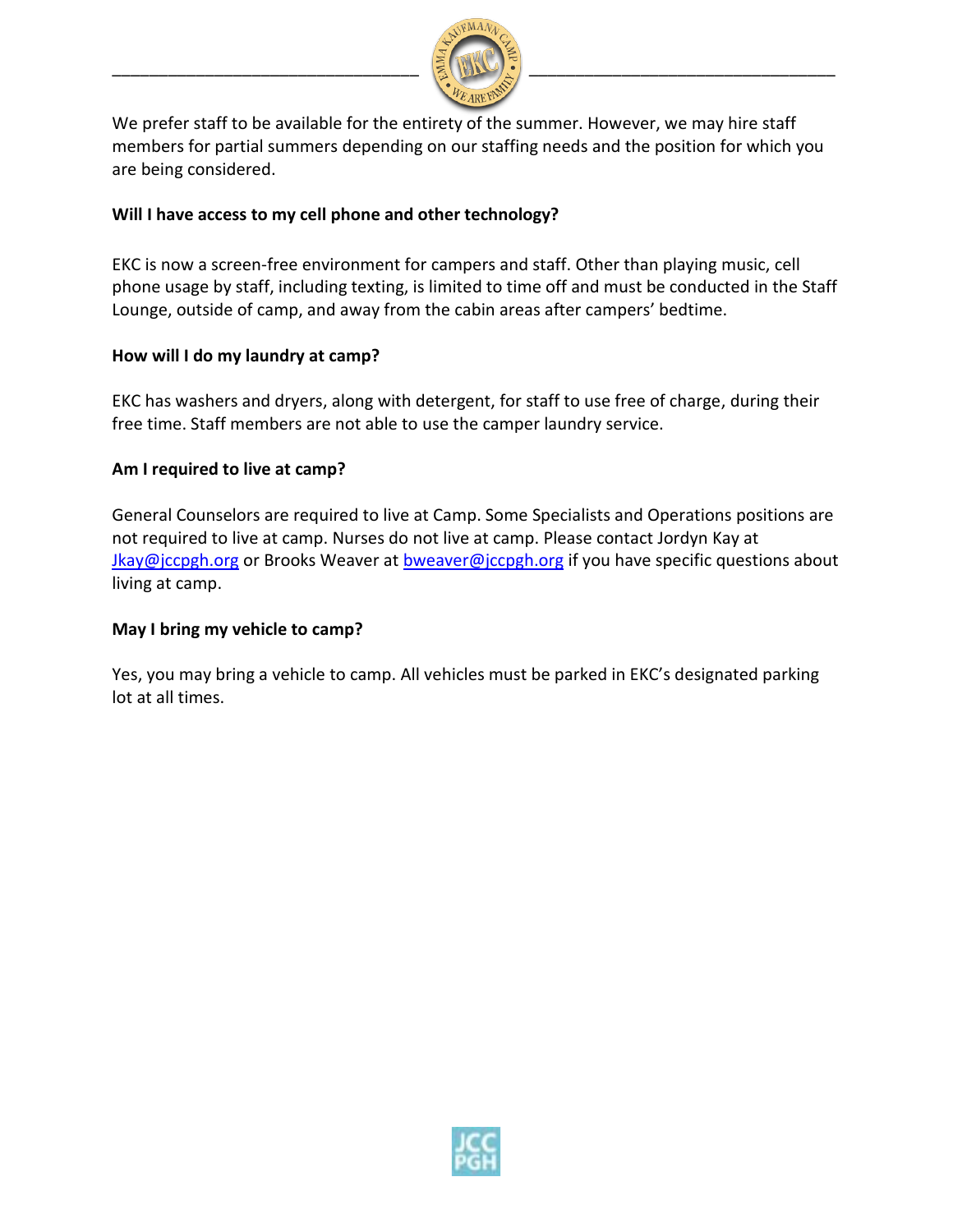We prefer staff to be available for the entirety of the summer. However, we may hire staff members for partial summers depending on our staffing needs and the position for which you are being considered.

**Will I have access to my cell phone and other technology?**

EKC is now a screen-free environment for campers and staff. Other than playing music, cell phone usage by staff, including texting, is limited to time off and must be conducted in the Staff Lounge, outside of camp, and away from the cabin areas after campers' bedtime.

**How will I do my laundry at camp?**

EKC has washers and dryers, along with detergent, for staff to use free of charge, during their free time. Staff members are not able to use the camper laundry service.

**Am I required to live at camp?**

General Counselors are required to live at Camp. Some Specialists and Operations positions are not required to live at camp. Nurses do not live at camp. Please contact Jordyn Kay at Jkay@jccpgh.org or Brooks Weaver at bweaver@jccpgh.org if you have specific questions about living at camp.

**May I bring my vehicle to camp?**

Yes, you may bring a vehicle to camp. All vehicles must be parked in EKC's designated parking lot at all times.